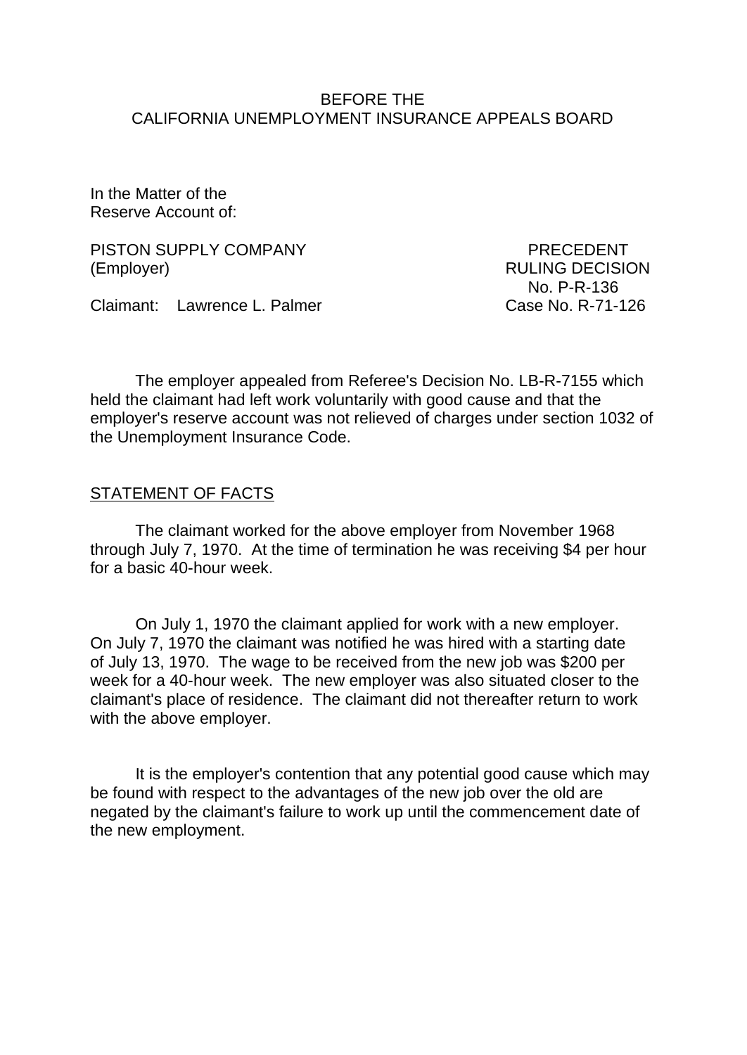BEFORE THE
CALIFORNIA UNEMPLOYMENT INSURANCE APPEALS BOARD

In the Matter of the
Reserve Account of:

PISTON SUPPLY COMPANY
(Employer)

PRECEDENT
RULING DECISION
No. P-R-136

Claimant: Lawrence L. Palmer

Case No. R-71-126

The employer appealed from Referee's Decision No. LB-R-7155 which held the claimant had left work voluntarily with good cause and that the employer's reserve account was not relieved of charges under section 1032 of the Unemployment Insurance Code.

## STATEMENT OF FACTS

The claimant worked for the above employer from November 1968 through July 7, 1970. At the time of termination he was receiving $4 per hour for a basic 40-hour week.

On July 1, 1970 the claimant applied for work with a new employer. On July 7, 1970 the claimant was notified he was hired with a starting date of July 13, 1970. The wage to be received from the new job was $200 per week for a 40-hour week. The new employer was also situated closer to the claimant's place of residence. The claimant did not thereafter return to work with the above employer.

It is the employer's contention that any potential good cause which may be found with respect to the advantages of the new job over the old are negated by the claimant's failure to work up until the commencement date of the new employment.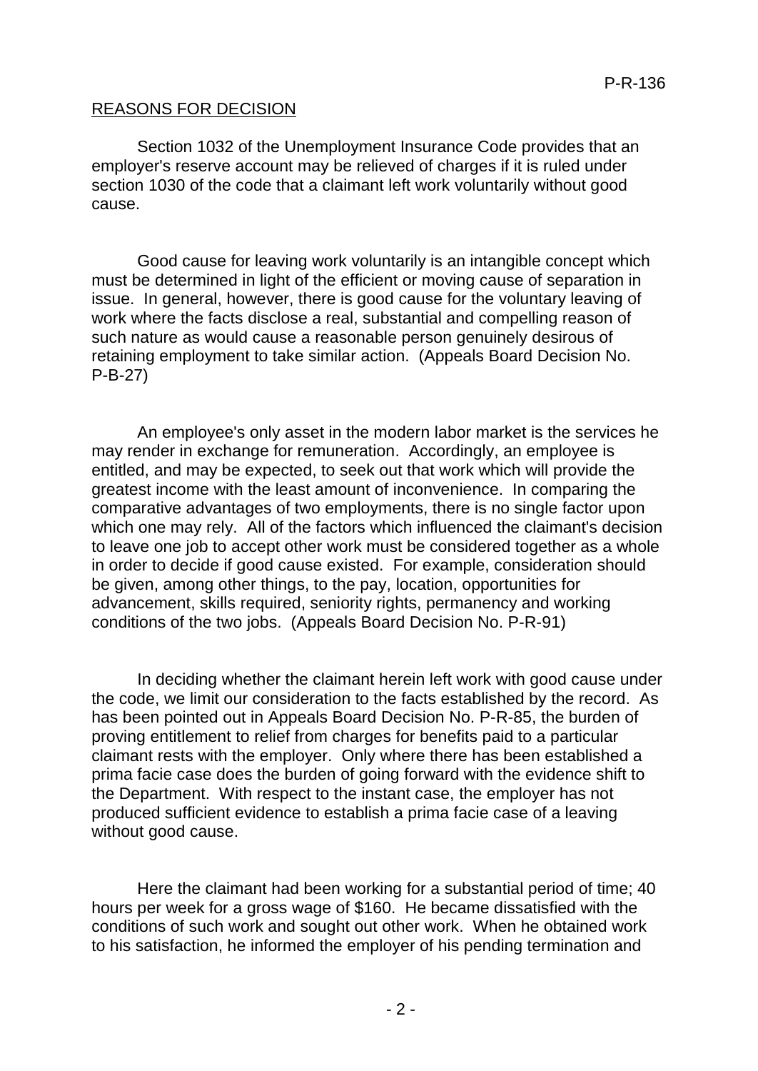## REASONS FOR DECISION

Section 1032 of the Unemployment Insurance Code provides that an employer's reserve account may be relieved of charges if it is ruled under section 1030 of the code that a claimant left work voluntarily without good cause.

Good cause for leaving work voluntarily is an intangible concept which must be determined in light of the efficient or moving cause of separation in issue. In general, however, there is good cause for the voluntary leaving of work where the facts disclose a real, substantial and compelling reason of such nature as would cause a reasonable person genuinely desirous of retaining employment to take similar action. (Appeals Board Decision No. P-B-27)

An employee's only asset in the modern labor market is the services he may render in exchange for remuneration. Accordingly, an employee is entitled, and may be expected, to seek out that work which will provide the greatest income with the least amount of inconvenience. In comparing the comparative advantages of two employments, there is no single factor upon which one may rely. All of the factors which influenced the claimant's decision to leave one job to accept other work must be considered together as a whole in order to decide if good cause existed. For example, consideration should be given, among other things, to the pay, location, opportunities for advancement, skills required, seniority rights, permanency and working conditions of the two jobs. (Appeals Board Decision No. P-R-91)

In deciding whether the claimant herein left work with good cause under the code, we limit our consideration to the facts established by the record. As has been pointed out in Appeals Board Decision No. P-R-85, the burden of proving entitlement to relief from charges for benefits paid to a particular claimant rests with the employer. Only where there has been established a prima facie case does the burden of going forward with the evidence shift to the Department. With respect to the instant case, the employer has not produced sufficient evidence to establish a prima facie case of a leaving without good cause.

Here the claimant had been working for a substantial period of time; 40 hours per week for a gross wage of $160. He became dissatisfied with the conditions of such work and sought out other work. When he obtained work to his satisfaction, he informed the employer of his pending termination and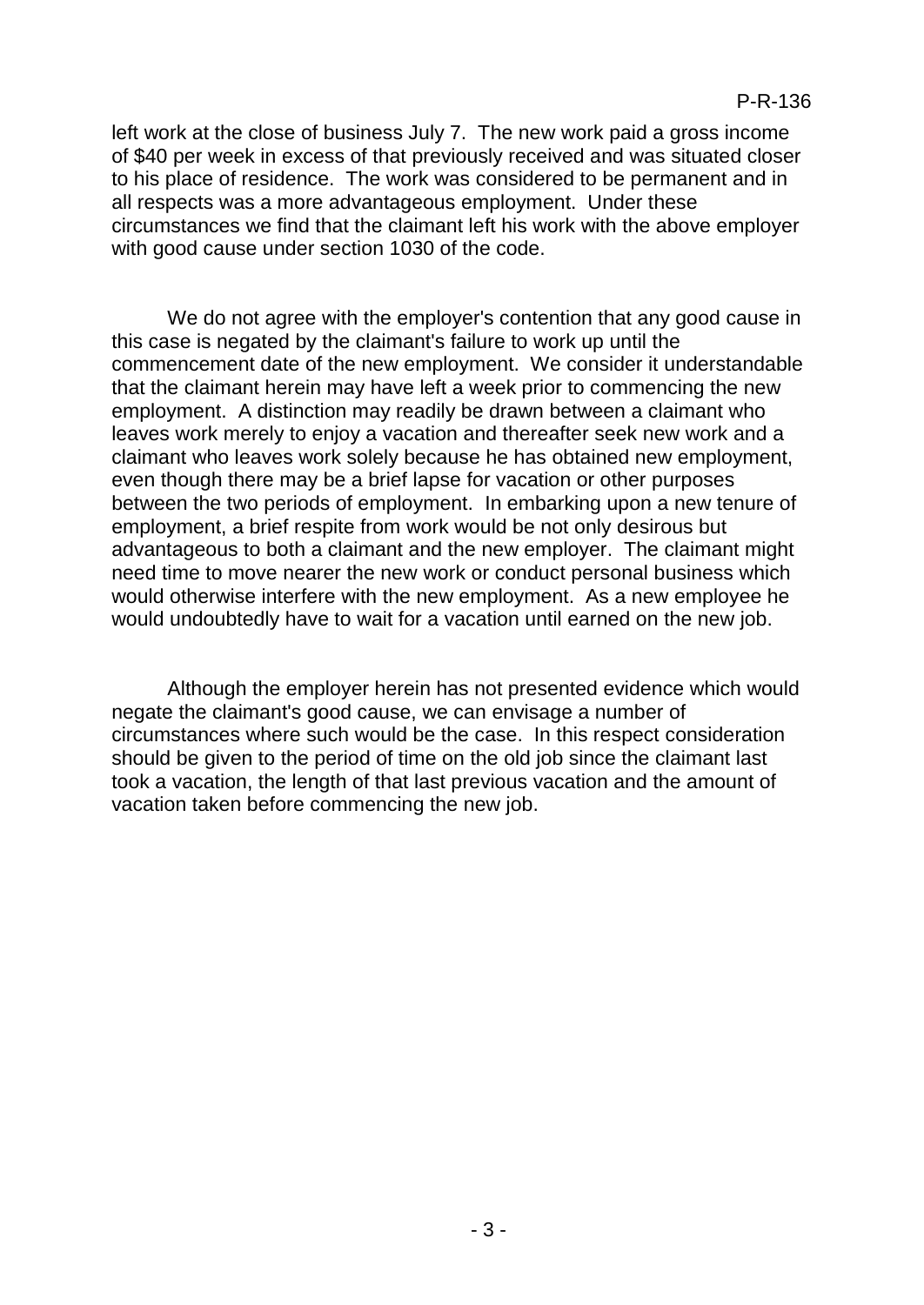left work at the close of business July 7. The new work paid a gross income of $40 per week in excess of that previously received and was situated closer to his place of residence. The work was considered to be permanent and in all respects was a more advantageous employment. Under these circumstances we find that the claimant left his work with the above employer with good cause under section 1030 of the code.

We do not agree with the employer's contention that any good cause in this case is negated by the claimant's failure to work up until the commencement date of the new employment. We consider it understandable that the claimant herein may have left a week prior to commencing the new employment. A distinction may readily be drawn between a claimant who leaves work merely to enjoy a vacation and thereafter seek new work and a claimant who leaves work solely because he has obtained new employment, even though there may be a brief lapse for vacation or other purposes between the two periods of employment. In embarking upon a new tenure of employment, a brief respite from work would be not only desirous but advantageous to both a claimant and the new employer. The claimant might need time to move nearer the new work or conduct personal business which would otherwise interfere with the new employment. As a new employee he would undoubtedly have to wait for a vacation until earned on the new job.

Although the employer herein has not presented evidence which would negate the claimant's good cause, we can envisage a number of circumstances where such would be the case. In this respect consideration should be given to the period of time on the old job since the claimant last took a vacation, the length of that last previous vacation and the amount of vacation taken before commencing the new job.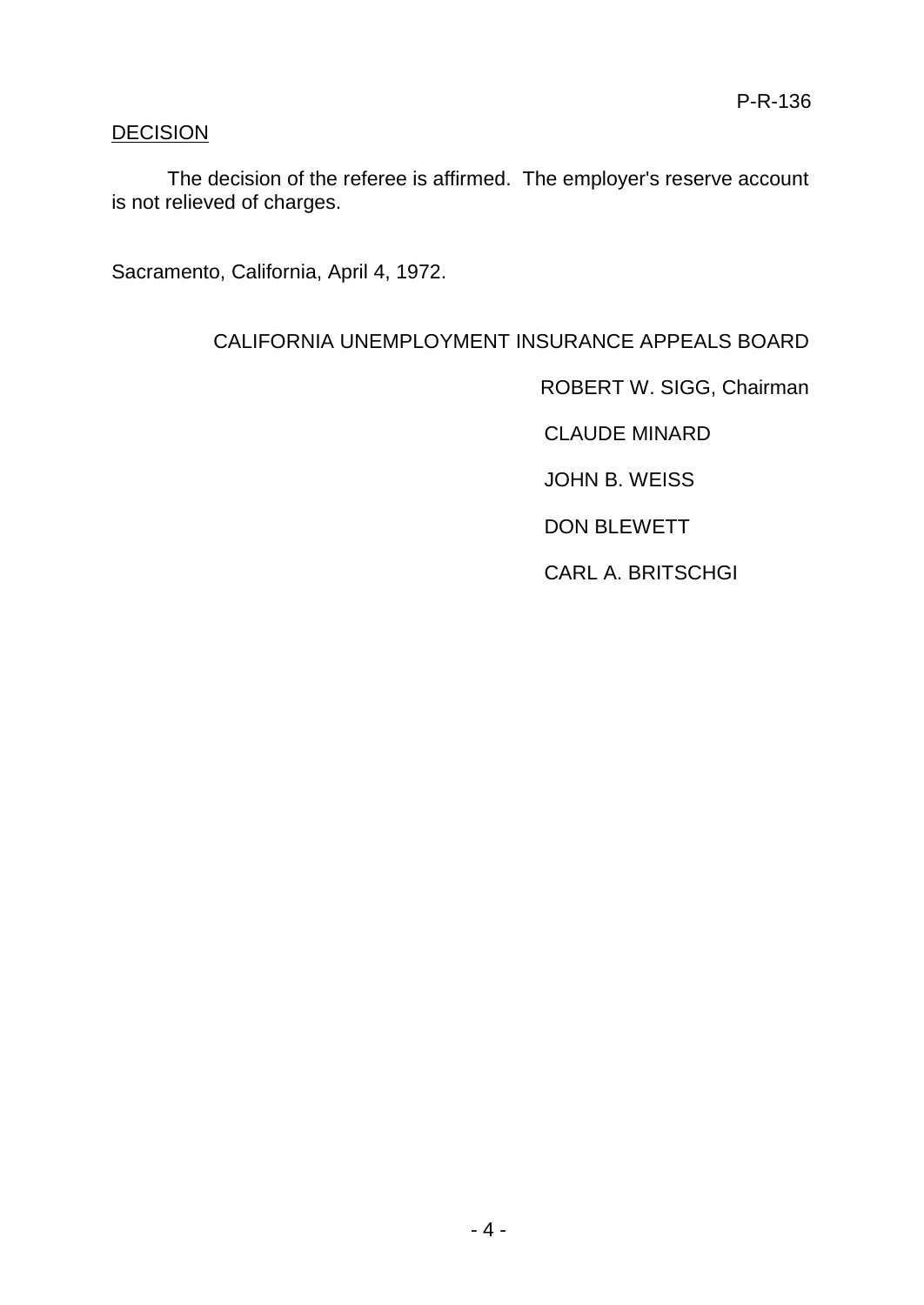P-R-136

## DECISION

The decision of the referee is affirmed. The employer's reserve account is not relieved of charges.

Sacramento, California, April 4, 1972.

CALIFORNIA UNEMPLOYMENT INSURANCE APPEALS BOARD

ROBERT W. SIGG, Chairman

CLAUDE MINARD

JOHN B. WEISS

DON BLEWETT

CARL A. BRITSCHGI